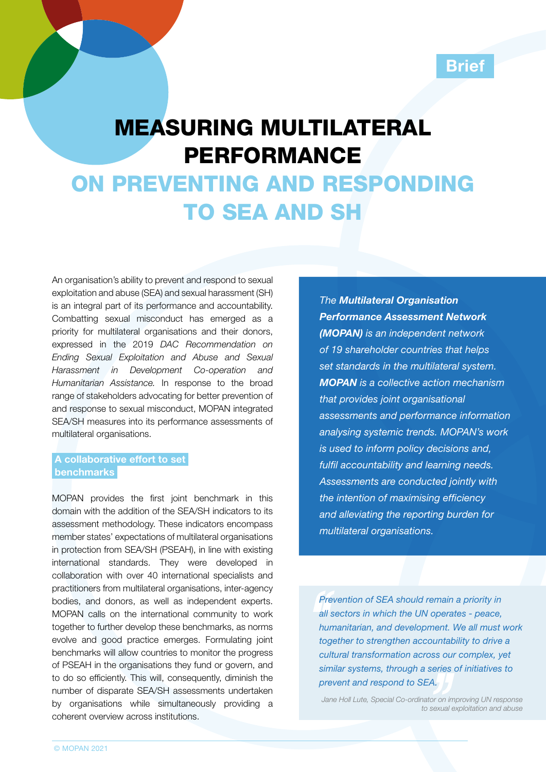Brief

# MEASURING MULTILATERAL PERFORMANCE ON PREVENTING AND RESPONDING TO SEA AND SH

An organisation's ability to prevent and respond to sexual exploitation and abuse (SEA) and sexual harassment (SH) is an integral part of its performance and accountability. Combatting sexual misconduct has emerged as a priority for multilateral organisations and their donors, expressed in the 2019 *DAC Recommendation on Ending Sexual Exploitation and Abuse and Sexual Harassment in Development Co-operation and Humanitarian Assistance.* In response to the broad range of stakeholders advocating for better prevention of and response to sexual misconduct, MOPAN integrated SEA/SH measures into its performance assessments of multilateral organisations.

## A collaborative effort to set benchmarks

MOPAN provides the first joint benchmark in this domain with the addition of the SEA/SH indicators to its assessment methodology. These indicators encompass member states' expectations of multilateral organisations in protection from SEA/SH (PSEAH), in line with existing international standards. They were developed in collaboration with over 40 international specialists and practitioners from multilateral organisations, inter-agency bodies, and donors, as well as independent experts. MOPAN calls on the international community to work together to further develop these benchmarks, as norms evolve and good practice emerges. Formulating joint benchmarks will allow countries to monitor the progress of PSEAH in the organisations they fund or govern, and to do so efficiently. This will, consequently, diminish the number of disparate SEA/SH assessments undertaken by organisations while simultaneously providing a coherent overview across institutions.

*The **Multilateral Organisation Performance Assessment Network (MOPAN)** is an independent network of 19 shareholder countries that helps set standards in the multilateral system. **MOPAN** is a collective action mechanism that provides joint organisational assessments and performance information analysing systemic trends. MOPAN's work is used to inform policy decisions and, fulfil accountability and learning needs. Assessments are conducted jointly with the intention of maximising efficiency and alleviating the reporting burden for multilateral organisations.*

> *Prevention of SEA should remain a priority in all sectors in which the UN operates - peace, humanitarian, and development. We all must work together to strengthen accountability to drive a cultural transformation across our complex, yet similar systems, through a series of initiatives to prevent and respond to SEA.*
>
> Jane Holl Lute, Special Co-ordinator on improving UN response to sexual exploitation and abuse

© MOPAN 2021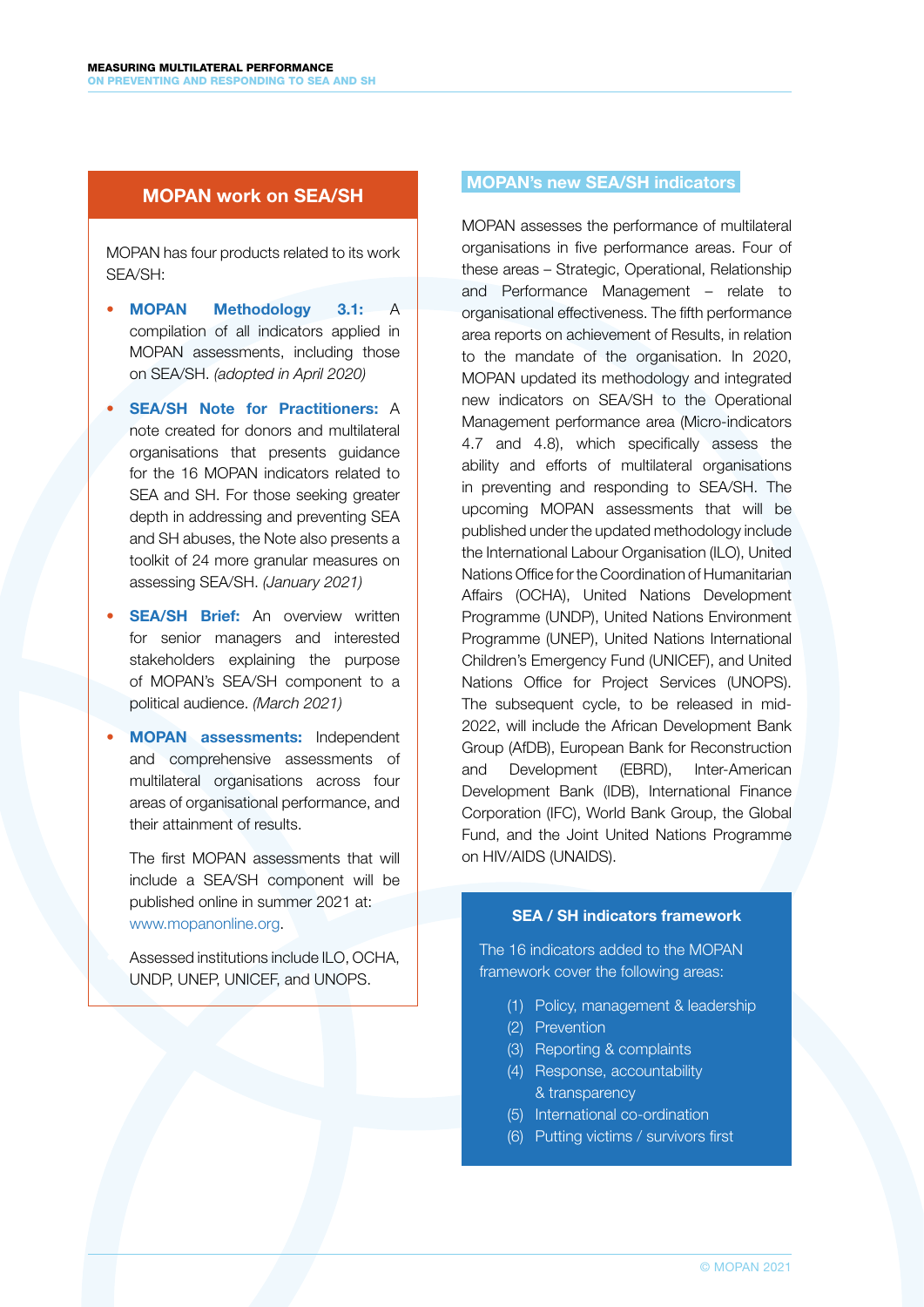## MOPAN work on SEA/SH

MOPAN has four products related to its work SEA/SH:

- **MOPAN Methodology 3.1:** A compilation of all indicators applied in MOPAN assessments, including those on SEA/SH. *(adopted in April 2020)*
- **SEA/SH Note for Practitioners:** A note created for donors and multilateral organisations that presents guidance for the 16 MOPAN indicators related to SEA and SH. For those seeking greater depth in addressing and preventing SEA and SH abuses, the Note also presents a toolkit of 24 more granular measures on assessing SEA/SH. *(January 2021)*
- **SEA/SH Brief:** An overview written for senior managers and interested stakeholders explaining the purpose of MOPAN's SEA/SH component to a political audience. *(March 2021)*
- **MOPAN assessments:** Independent and comprehensive assessments of multilateral organisations across four areas of organisational performance, and their attainment of results.

  The first MOPAN assessments that will include a SEA/SH component will be published online in summer 2021 at: www.mopanonline.org.

  Assessed institutions include ILO, OCHA, UNDP, UNEP, UNICEF, and UNOPS.

## MOPAN's new SEA/SH indicators

MOPAN assesses the performance of multilateral organisations in five performance areas. Four of these areas – Strategic, Operational, Relationship and Performance Management – relate to organisational effectiveness. The fifth performance area reports on achievement of Results, in relation to the mandate of the organisation. In 2020, MOPAN updated its methodology and integrated new indicators on SEA/SH to the Operational Management performance area (Micro-indicators 4.7 and 4.8), which specifically assess the ability and efforts of multilateral organisations in preventing and responding to SEA/SH. The upcoming MOPAN assessments that will be published under the updated methodology include the International Labour Organisation (ILO), United Nations Office for the Coordination of Humanitarian Affairs (OCHA), United Nations Development Programme (UNDP), United Nations Environment Programme (UNEP), United Nations International Children's Emergency Fund (UNICEF), and United Nations Office for Project Services (UNOPS). The subsequent cycle, to be released in mid-2022, will include the African Development Bank Group (AfDB), European Bank for Reconstruction and Development (EBRD), Inter-American Development Bank (IDB), International Finance Corporation (IFC), World Bank Group, the Global Fund, and the Joint United Nations Programme on HIV/AIDS (UNAIDS).

### SEA / SH indicators framework

The 16 indicators added to the MOPAN framework cover the following areas:

(1) Policy, management & leadership
(2) Prevention
(3) Reporting & complaints
(4) Response, accountability & transparency
(5) International co-ordination
(6) Putting victims / survivors first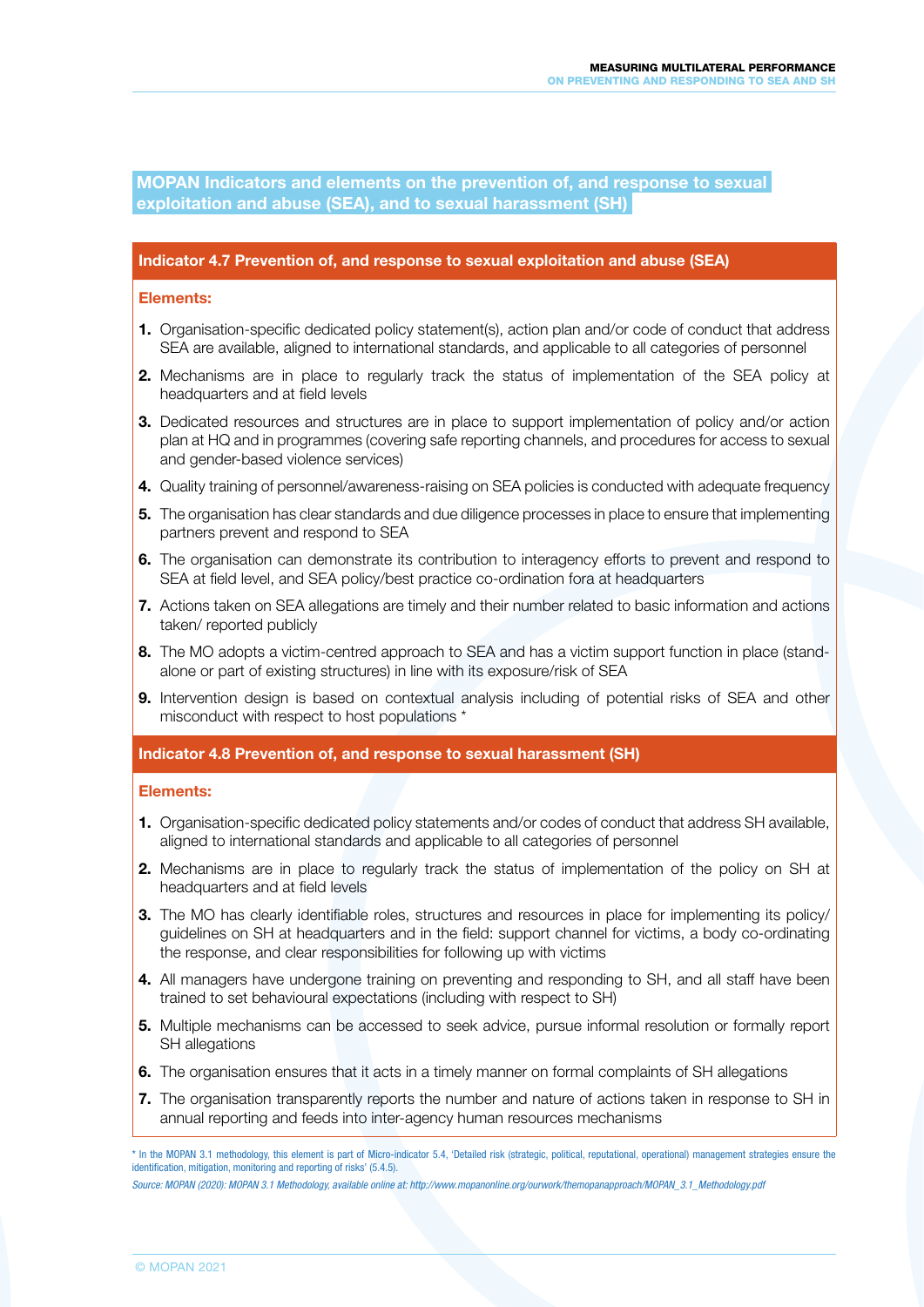## MOPAN Indicators and elements on the prevention of, and response to sexual exploitation and abuse (SEA), and to sexual harassment (SH)

### Indicator 4.7 Prevention of, and response to sexual exploitation and abuse (SEA)

**Elements:**

1. Organisation-specific dedicated policy statement(s), action plan and/or code of conduct that address SEA are available, aligned to international standards, and applicable to all categories of personnel
2. Mechanisms are in place to regularly track the status of implementation of the SEA policy at headquarters and at field levels
3. Dedicated resources and structures are in place to support implementation of policy and/or action plan at HQ and in programmes (covering safe reporting channels, and procedures for access to sexual and gender-based violence services)
4. Quality training of personnel/awareness-raising on SEA policies is conducted with adequate frequency
5. The organisation has clear standards and due diligence processes in place to ensure that implementing partners prevent and respond to SEA
6. The organisation can demonstrate its contribution to interagency efforts to prevent and respond to SEA at field level, and SEA policy/best practice co-ordination fora at headquarters
7. Actions taken on SEA allegations are timely and their number related to basic information and actions taken/ reported publicly
8. The MO adopts a victim-centred approach to SEA and has a victim support function in place (stand-alone or part of existing structures) in line with its exposure/risk of SEA
9. Intervention design is based on contextual analysis including of potential risks of SEA and other misconduct with respect to host populations *

### Indicator 4.8 Prevention of, and response to sexual harassment (SH)

**Elements:**

1. Organisation-specific dedicated policy statements and/or codes of conduct that address SH available, aligned to international standards and applicable to all categories of personnel
2. Mechanisms are in place to regularly track the status of implementation of the policy on SH at headquarters and at field levels
3. The MO has clearly identifiable roles, structures and resources in place for implementing its policy/ guidelines on SH at headquarters and in the field: support channel for victims, a body co-ordinating the response, and clear responsibilities for following up with victims
4. All managers have undergone training on preventing and responding to SH, and all staff have been trained to set behavioural expectations (including with respect to SH)
5. Multiple mechanisms can be accessed to seek advice, pursue informal resolution or formally report SH allegations
6. The organisation ensures that it acts in a timely manner on formal complaints of SH allegations
7. The organisation transparently reports the number and nature of actions taken in response to SH in annual reporting and feeds into inter-agency human resources mechanisms

* In the MOPAN 3.1 methodology, this element is part of Micro-indicator 5.4, 'Detailed risk (strategic, political, reputational, operational) management strategies ensure the identification, mitigation, monitoring and reporting of risks' (5.4.5).

*Source: MOPAN (2020): MOPAN 3.1 Methodology, available online at: http://www.mopanonline.org/ourwork/themopanapproach/MOPAN_3.1_Methodology.pdf*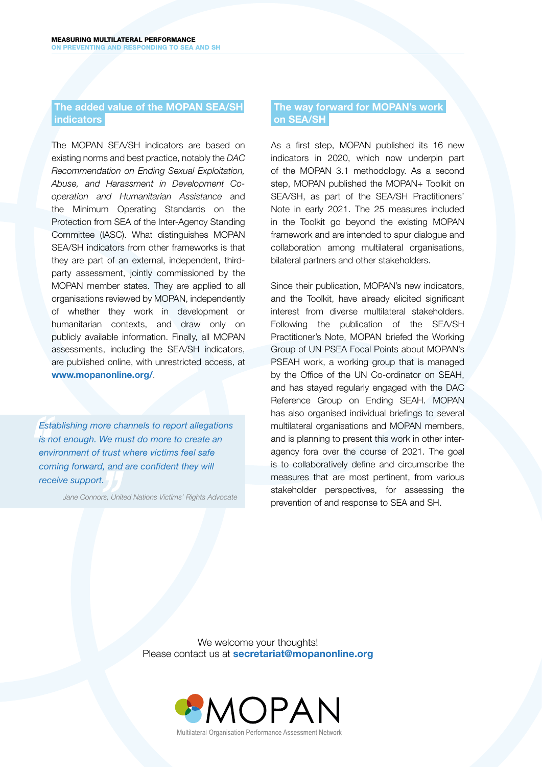## The added value of the MOPAN SEA/SH indicators

The MOPAN SEA/SH indicators are based on existing norms and best practice, notably the *DAC Recommendation on Ending Sexual Exploitation, Abuse, and Harassment in Development Co-operation and Humanitarian Assistance* and the Minimum Operating Standards on the Protection from SEA of the Inter-Agency Standing Committee (IASC). What distinguishes MOPAN SEA/SH indicators from other frameworks is that they are part of an external, independent, third-party assessment, jointly commissioned by the MOPAN member states. They are applied to all organisations reviewed by MOPAN, independently of whether they work in development or humanitarian contexts, and draw only on publicly available information. Finally, all MOPAN assessments, including the SEA/SH indicators, are published online, with unrestricted access, at **www.mopanonline.org/**.

> *Establishing more channels to report allegations is not enough. We must do more to create an environment of trust where victims feel safe coming forward, and are confident they will receive support.*
>
> *Jane Connors, United Nations Victims' Rights Advocate*

## The way forward for MOPAN's work on SEA/SH

As a first step, MOPAN published its 16 new indicators in 2020, which now underpin part of the MOPAN 3.1 methodology. As a second step, MOPAN published the MOPAN+ Toolkit on SEA/SH, as part of the SEA/SH Practitioners' Note in early 2021. The 25 measures included in the Toolkit go beyond the existing MOPAN framework and are intended to spur dialogue and collaboration among multilateral organisations, bilateral partners and other stakeholders.

Since their publication, MOPAN's new indicators, and the Toolkit, have already elicited significant interest from diverse multilateral stakeholders. Following the publication of the SEA/SH Practitioner's Note, MOPAN briefed the Working Group of UN PSEA Focal Points about MOPAN's PSEAH work, a working group that is managed by the Office of the UN Co-ordinator on SEAH, and has stayed regularly engaged with the DAC Reference Group on Ending SEAH. MOPAN has also organised individual briefings to several multilateral organisations and MOPAN members, and is planning to present this work in other inter-agency fora over the course of 2021. The goal is to collaboratively define and circumscribe the measures that are most pertinent, from various stakeholder perspectives, for assessing the prevention of and response to SEA and SH.

We welcome your thoughts!
Please contact us at **secretariat@mopanonline.org**

MOPAN

Multilateral Organisation Performance Assessment Network